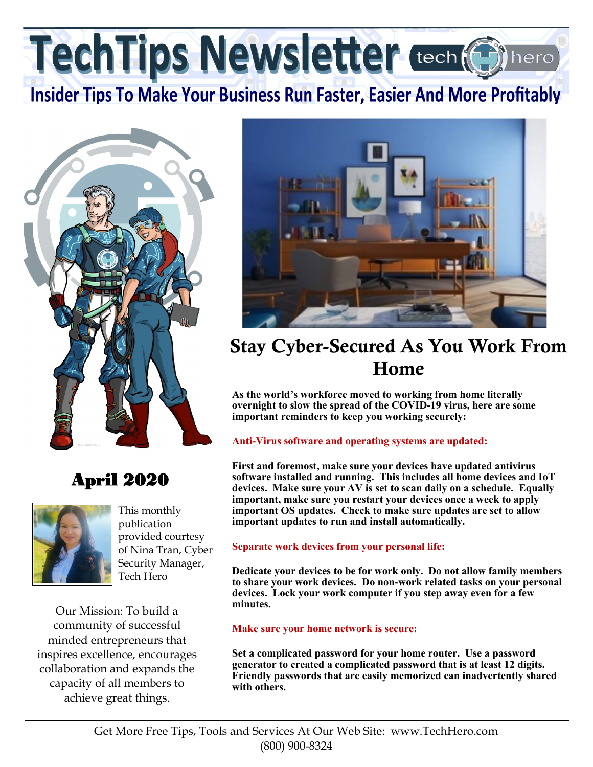# TechTips Newsletter

## Insider Tips To Make Your Business Run Faster, Easier And More Profitably

## April 2020

This monthly publication provided courtesy of Nina Tran, Cyber Security Manager, Tech Hero

Our Mission: To build a community of successful minded entrepreneurs that inspires excellence, encourages collaboration and expands the capacity of all members to achieve great things.

# Stay Cyber-Secured As You Work From Home

**As the world's workforce moved to working from home literally overnight to slow the spread of the COVID-19 virus, here are some important reminders to keep you working securely:**

### Anti-Virus software and operating systems are updated:

**First and foremost, make sure your devices have updated antivirus software installed and running. This includes all home devices and IoT devices. Make sure your AV is set to scan daily on a schedule. Equally important, make sure you restart your devices once a week to apply important OS updates. Check to make sure updates are set to allow important updates to run and install automatically.**

### Separate work devices from your personal life:

**Dedicate your devices to be for work only. Do not allow family members to share your work devices. Do non-work related tasks on your personal devices. Lock your work computer if you step away even for a few minutes.**

### Make sure your home network is secure:

**Set a complicated password for your home router. Use a password generator to created a complicated password that is at least 12 digits. Friendly passwords that are easily memorized can inadvertently shared with others.**

Get More Free Tips, Tools and Services At Our Web Site: www.TechHero.com
(800) 900-8324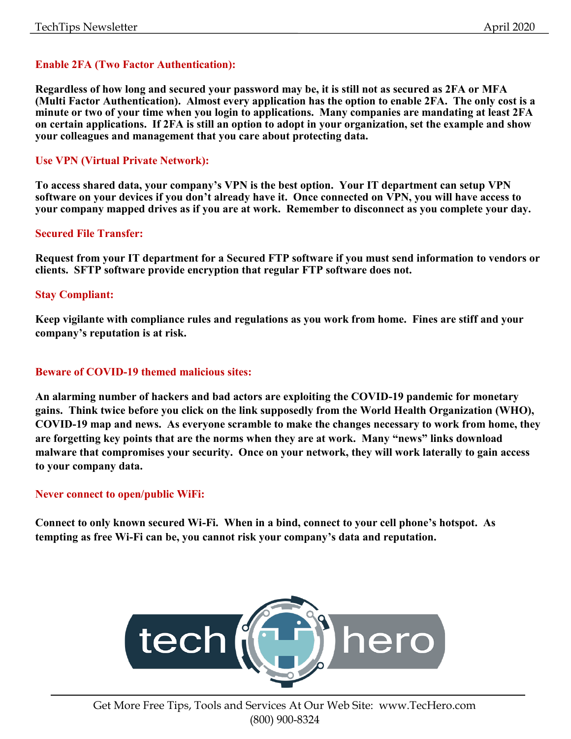## Enable 2FA (Two Factor Authentication):

**Regardless of how long and secured your password may be, it is still not as secured as 2FA or MFA (Multi Factor Authentication). Almost every application has the option to enable 2FA. The only cost is a minute or two of your time when you login to applications. Many companies are mandating at least 2FA on certain applications. If 2FA is still an option to adopt in your organization, set the example and show your colleagues and management that you care about protecting data.**

## Use VPN (Virtual Private Network):

**To access shared data, your company's VPN is the best option. Your IT department can setup VPN software on your devices if you don't already have it. Once connected on VPN, you will have access to your company mapped drives as if you are at work. Remember to disconnect as you complete your day.**

## Secured File Transfer:

**Request from your IT department for a Secured FTP software if you must send information to vendors or clients. SFTP software provide encryption that regular FTP software does not.**

## Stay Compliant:

**Keep vigilante with compliance rules and regulations as you work from home. Fines are stiff and your company's reputation is at risk.**

## Beware of COVID-19 themed malicious sites:

**An alarming number of hackers and bad actors are exploiting the COVID-19 pandemic for monetary gains. Think twice before you click on the link supposedly from the World Health Organization (WHO), COVID-19 map and news. As everyone scramble to make the changes necessary to work from home, they are forgetting key points that are the norms when they are at work. Many "news" links download malware that compromises your security. Once on your network, they will work laterally to gain access to your company data.**

## Never connect to open/public WiFi:

**Connect to only known secured Wi-Fi. When in a bind, connect to your cell phone's hotspot. As tempting as free Wi-Fi can be, you cannot risk your company's data and reputation.**

tech hero

Get More Free Tips, Tools and Services At Our Web Site: www.TecHero.com
(800) 900-8324